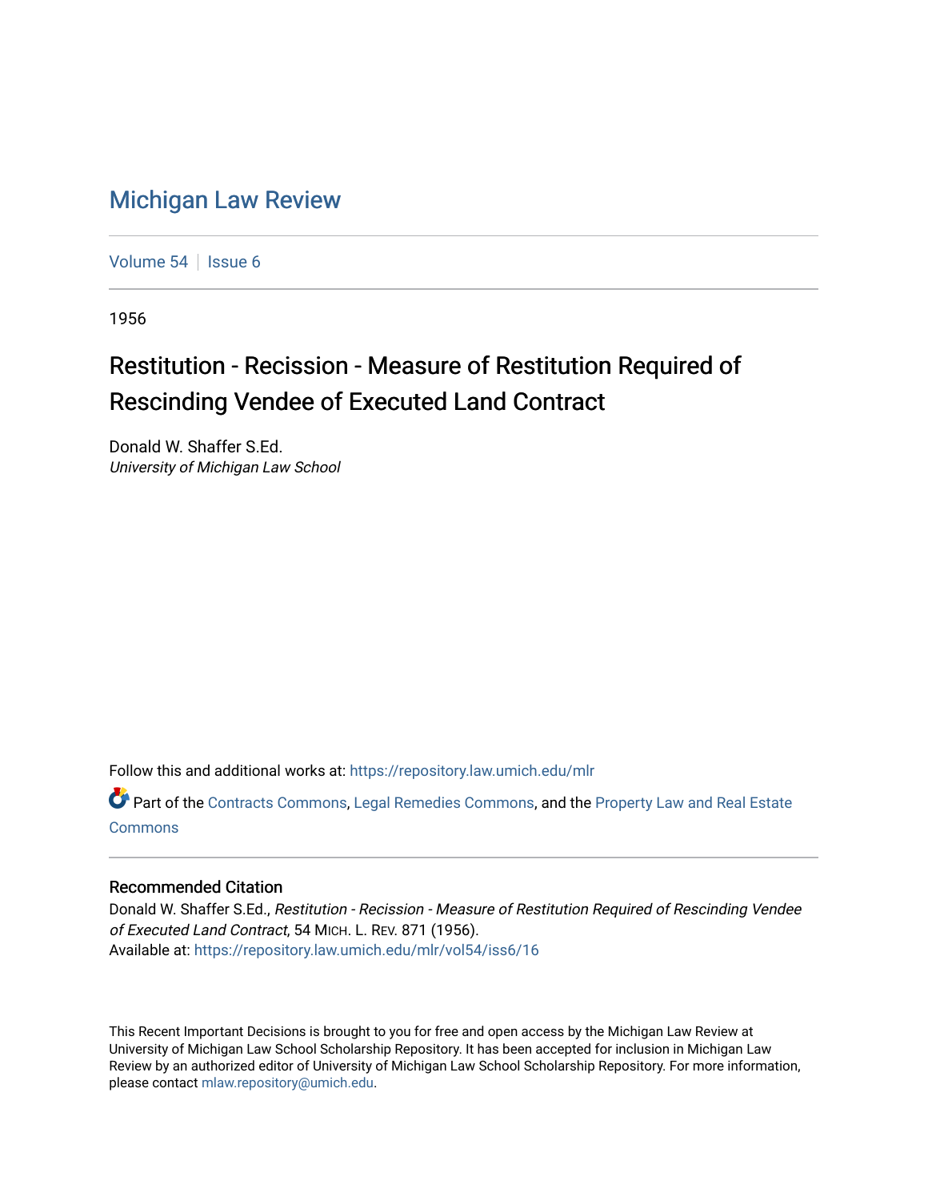# Michigan Law Review

Volume 54 | Issue 6

1956

## Restitution - Recission - Measure of Restitution Required of Rescinding Vendee of Executed Land Contract

Donald W. Shaffer S.Ed.
*University of Michigan Law School*

Follow this and additional works at: https://repository.law.umich.edu/mlr

Part of the Contracts Commons, Legal Remedies Commons, and the Property Law and Real Estate Commons

### Recommended Citation

Donald W. Shaffer S.Ed., *Restitution - Recission - Measure of Restitution Required of Rescinding Vendee of Executed Land Contract*, 54 MICH. L. REV. 871 (1956).
Available at: https://repository.law.umich.edu/mlr/vol54/iss6/16

This Recent Important Decisions is brought to you for free and open access by the Michigan Law Review at University of Michigan Law School Scholarship Repository. It has been accepted for inclusion in Michigan Law Review by an authorized editor of University of Michigan Law School Scholarship Repository. For more information, please contact mlaw.repository@umich.edu.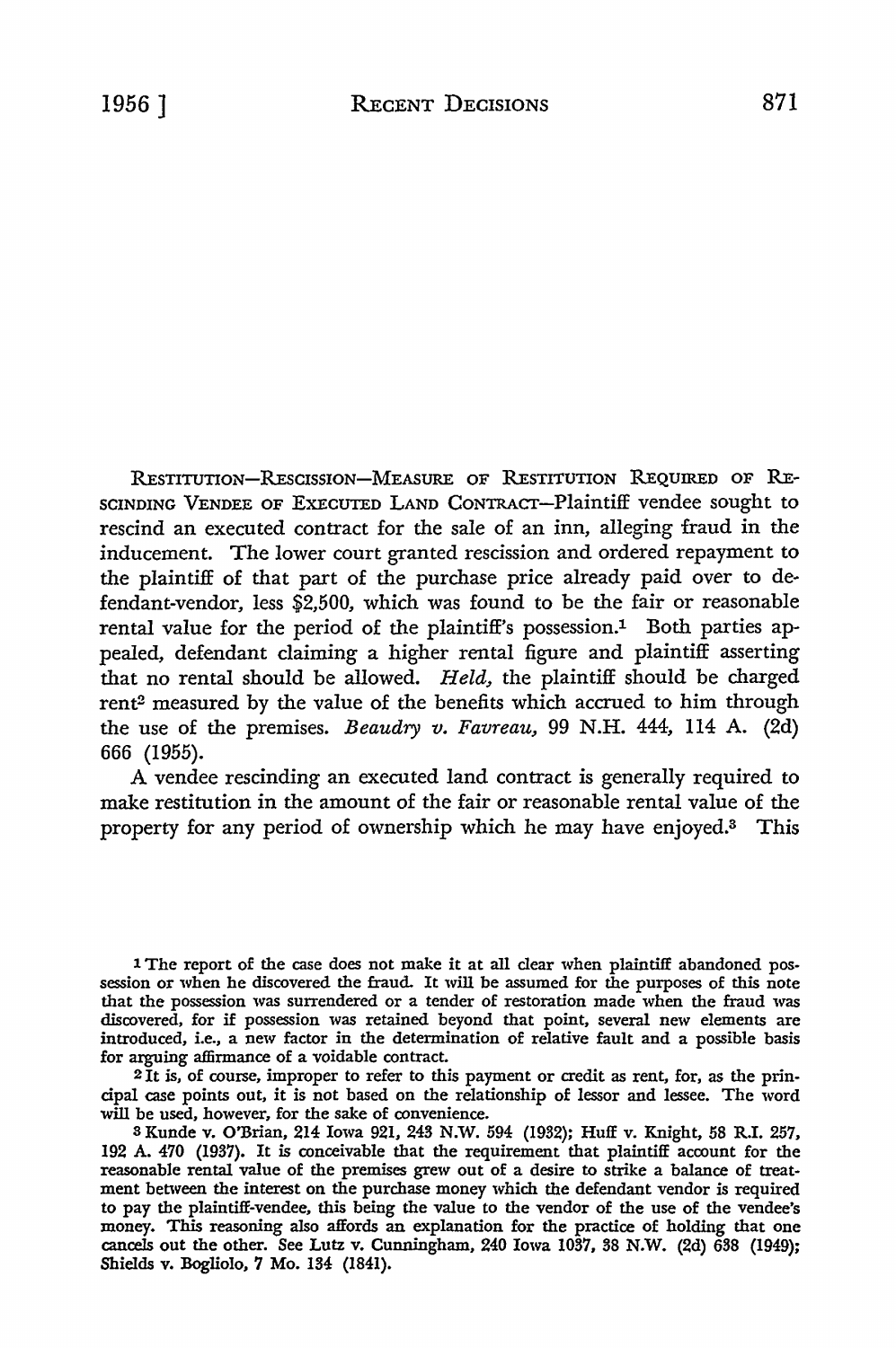RESTITUTION—RESCISSION—MEASURE OF RESTITUTION REQUIRED OF RESCINDING VENDEE OF EXECUTED LAND CONTRACT—Plaintiff vendee sought to rescind an executed contract for the sale of an inn, alleging fraud in the inducement. The lower court granted rescission and ordered repayment to the plaintiff of that part of the purchase price already paid over to defendant-vendor, less $2,500, which was found to be the fair or reasonable rental value for the period of the plaintiff's possession.[1] Both parties appealed, defendant claiming a higher rental figure and plaintiff asserting that no rental should be allowed. *Held,* the plaintiff should be charged rent[2] measured by the value of the benefits which accrued to him through the use of the premises. *Beaudry v. Favreau,* 99 N.H. 444, 114 A. (2d) 666 (1955).

A vendee rescinding an executed land contract is generally required to make restitution in the amount of the fair or reasonable rental value of the property for any period of ownership which he may have enjoyed.[3] This

[1] The report of the case does not make it at all clear when plaintiff abandoned possession or when he discovered the fraud. It will be assumed for the purposes of this note that the possession was surrendered or a tender of restoration made when the fraud was discovered, for if possession was retained beyond that point, several new elements are introduced, i.e., a new factor in the determination of relative fault and a possible basis for arguing affirmance of a voidable contract.

[2] It is, of course, improper to refer to this payment or credit as rent, for, as the principal case points out, it is not based on the relationship of lessor and lessee. The word will be used, however, for the sake of convenience.

[3] Kunde v. O'Brian, 214 Iowa 921, 243 N.W. 594 (1932); Huff v. Knight, 58 R.I. 257, 192 A. 470 (1937). It is conceivable that the requirement that plaintiff account for the reasonable rental value of the premises grew out of a desire to strike a balance of treatment between the interest on the purchase money which the defendant vendor is required to pay the plaintiff-vendee, this being the value to the vendor of the use of the vendee's money. This reasoning also affords an explanation for the practice of holding that one cancels out the other. See Lutz v. Cunningham, 240 Iowa 1037, 38 N.W. (2d) 638 (1949); Shields v. Bogliolo, 7 Mo. 134 (1841).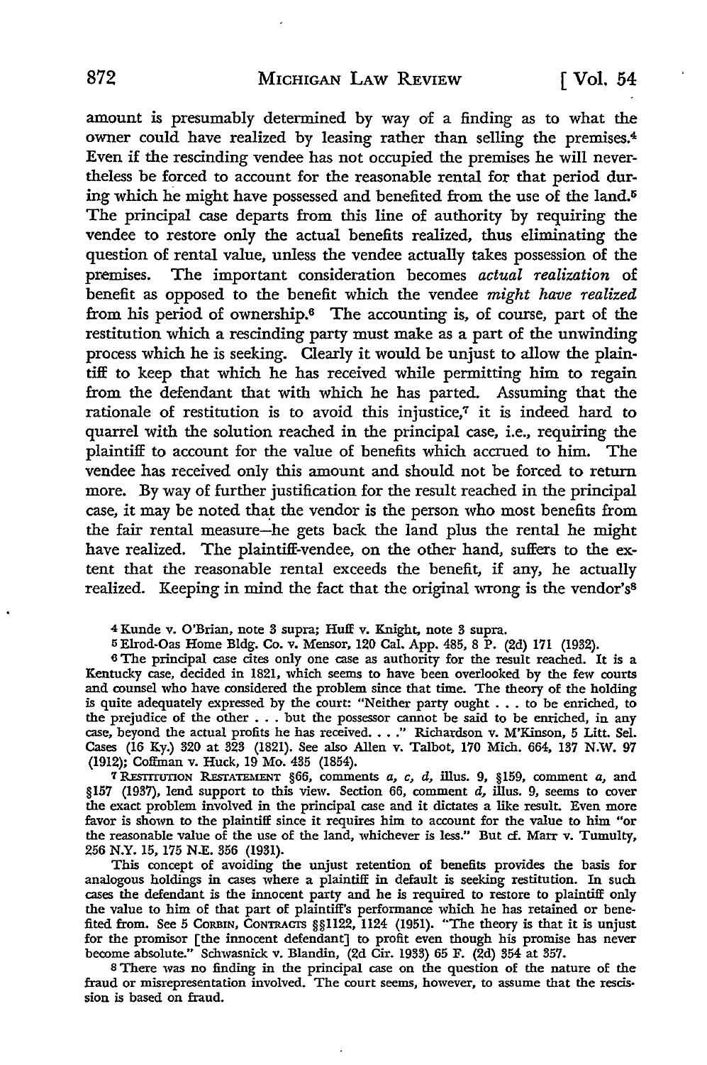amount is presumably determined by way of a finding as to what the owner could have realized by leasing rather than selling the premises.[4] Even if the rescinding vendee has not occupied the premises he will nevertheless be forced to account for the reasonable rental for that period during which he might have possessed and benefited from the use of the land.[5] The principal case departs from this line of authority by requiring the vendee to restore only the actual benefits realized, thus eliminating the question of rental value, unless the vendee actually takes possession of the premises. The important consideration becomes *actual realization* of benefit as opposed to the benefit which the vendee *might have realized* from his period of ownership.[6] The accounting is, of course, part of the restitution which a rescinding party must make as a part of the unwinding process which he is seeking. Clearly it would be unjust to allow the plaintiff to keep that which he has received while permitting him to regain from the defendant that with which he has parted. Assuming that the rationale of restitution is to avoid this injustice,[7] it is indeed hard to quarrel with the solution reached in the principal case, i.e., requiring the plaintiff to account for the value of benefits which accrued to him. The vendee has received only this amount and should not be forced to return more. By way of further justification for the result reached in the principal case, it may be noted that the vendor is the person who most benefits from the fair rental measure—he gets back the land plus the rental he might have realized. The plaintiff-vendee, on the other hand, suffers to the extent that the reasonable rental exceeds the benefit, if any, he actually realized. Keeping in mind the fact that the original wrong is the vendor's[8]

---

[4] Kunde v. O'Brian, note 3 supra; Huff v. Knight, note 3 supra.

[5] Elrod-Oas Home Bldg. Co. v. Mensor, 120 Cal. App. 485, 8 P. (2d) 171 (1932).

[6] The principal case cites only one case as authority for the result reached. It is a Kentucky case, decided in 1821, which seems to have been overlooked by the few courts and counsel who have considered the problem since that time. The theory of the holding is quite adequately expressed by the court: "Neither party ought . . . to be enriched, to the prejudice of the other . . . but the possessor cannot be said to be enriched, in any case, beyond the actual profits he has received. . . ." Richardson v. M'Kinson, 5 Litt. Sel. Cases (16 Ky.) 320 at 323 (1821). See also Allen v. Talbot, 170 Mich. 664, 137 N.W. 97 (1912); Coffman v. Huck, 19 Mo. 435 (1854).

[7] RESTITUTION RESTATEMENT §66, comments *a, c, d,* illus. 9, §159, comment *a,* and §157 (1937), lend support to this view. Section 66, comment *d,* illus. 9, seems to cover the exact problem involved in the principal case and it dictates a like result. Even more favor is shown to the plaintiff since it requires him to account for the value to him "or the reasonable value of the use of the land, whichever is less." But cf. Marr v. Tumulty, 256 N.Y. 15, 175 N.E. 356 (1931).

This concept of avoiding the unjust retention of benefits provides the basis for analogous holdings in cases where a plaintiff in default is seeking restitution. In such cases the defendant is the innocent party and he is required to restore to plaintiff only the value to him of that part of plaintiff's performance which he has retained or benefited from. See 5 CORBIN, CONTRACTS §§1122, 1124 (1951). "The theory is that it is unjust for the promisor [the innocent defendant] to profit even though his promise has never become absolute." Schwasnick v. Blandin, (2d Cir. 1933) 65 F. (2d) 354 at 357.

[8] There was no finding in the principal case on the question of the nature of the fraud or misrepresentation involved. The court seems, however, to assume that the rescission is based on fraud.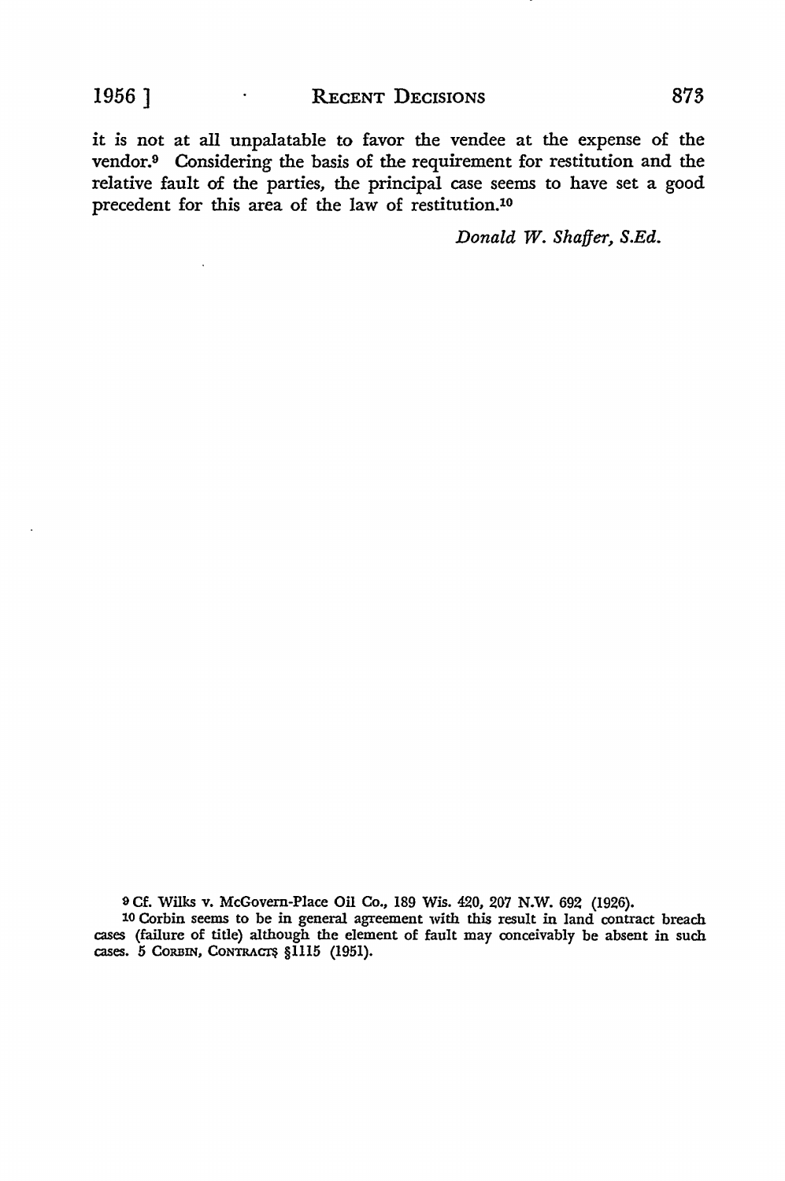it is not at all unpalatable to favor the vendee at the expense of the vendor.[9] Considering the basis of the requirement for restitution and the relative fault of the parties, the principal case seems to have set a good precedent for this area of the law of restitution.[10]

*Donald W. Shaffer, S.Ed.*

---

[9] Cf. Wilks v. McGovern-Place Oil Co., 189 Wis. 420, 207 N.W. 692 (1926).

[10] Corbin seems to be in general agreement with this result in land contract breach cases (failure of title) although the element of fault may conceivably be absent in such cases. 5 CORBIN, CONTRACTS §1115 (1951).